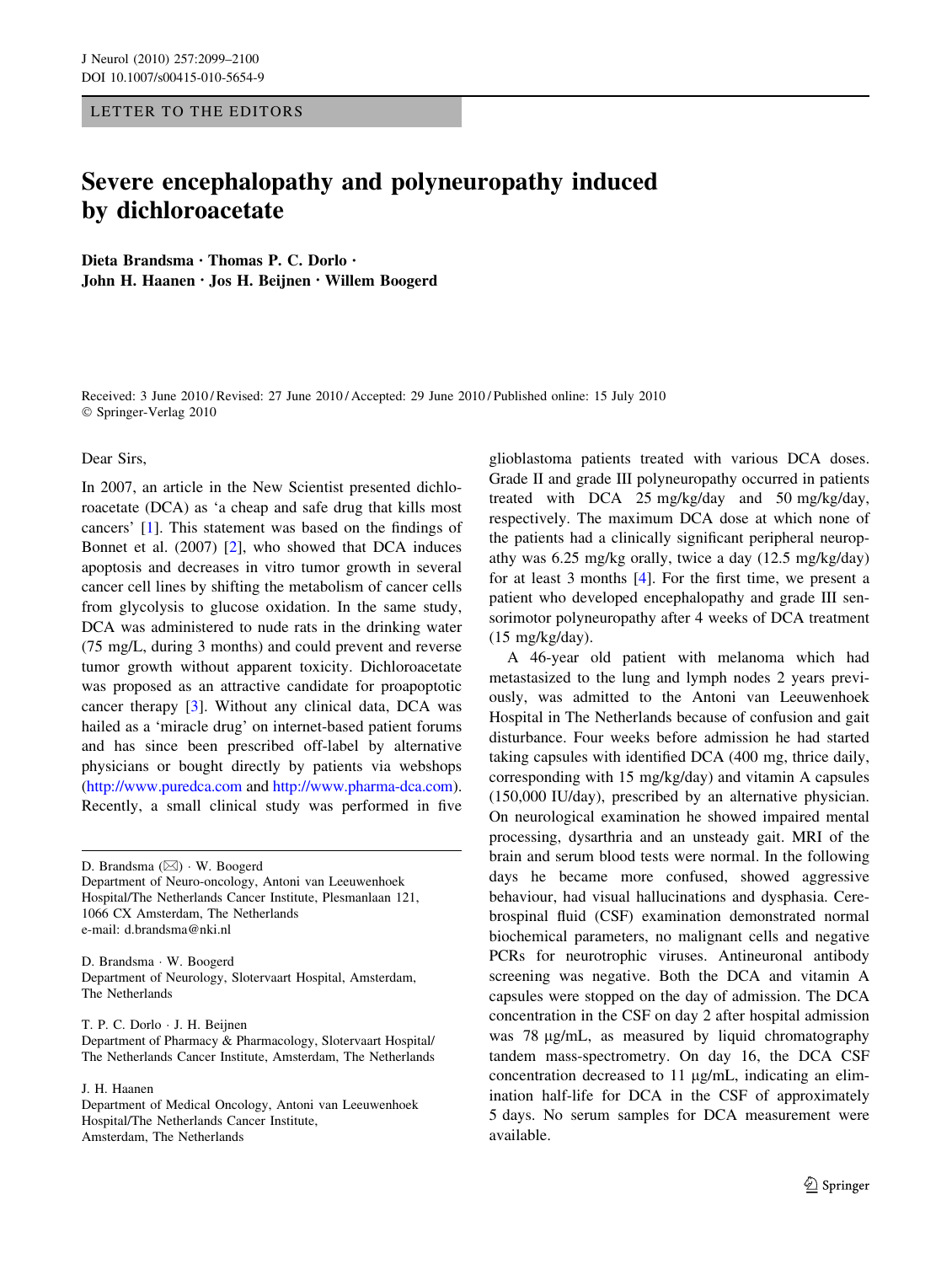LETTER TO THE EDITORS

# Severe encephalopathy and polyneuropathy induced by dichloroacetate

**Dieta Brandsma · Thomas P. C. Dorlo · John H. Haanen · Jos H. Beijnen · Willem Boogerd**

Received: 3 June 2010 / Revised: 27 June 2010 / Accepted: 29 June 2010 / Published online: 15 July 2010
© Springer-Verlag 2010

Dear Sirs,

In 2007, an article in the New Scientist presented dichloroacetate (DCA) as 'a cheap and safe drug that kills most cancers' [1]. This statement was based on the findings of Bonnet et al. (2007) [2], who showed that DCA induces apoptosis and decreases in vitro tumor growth in several cancer cell lines by shifting the metabolism of cancer cells from glycolysis to glucose oxidation. In the same study, DCA was administered to nude rats in the drinking water (75 mg/L, during 3 months) and could prevent and reverse tumor growth without apparent toxicity. Dichloroacetate was proposed as an attractive candidate for proapoptotic cancer therapy [3]. Without any clinical data, DCA was hailed as a 'miracle drug' on internet-based patient forums and has since been prescribed off-label by alternative physicians or bought directly by patients via webshops (http://www.puredca.com and http://www.pharma-dca.com). Recently, a small clinical study was performed in five glioblastoma patients treated with various DCA doses. Grade II and grade III polyneuropathy occurred in patients treated with DCA 25 mg/kg/day and 50 mg/kg/day, respectively. The maximum DCA dose at which none of the patients had a clinically significant peripheral neuropathy was 6.25 mg/kg orally, twice a day (12.5 mg/kg/day) for at least 3 months [4]. For the first time, we present a patient who developed encephalopathy and grade III sensorimotor polyneuropathy after 4 weeks of DCA treatment (15 mg/kg/day).

A 46-year old patient with melanoma which had metastasized to the lung and lymph nodes 2 years previously, was admitted to the Antoni van Leeuwenhoek Hospital in The Netherlands because of confusion and gait disturbance. Four weeks before admission he had started taking capsules with identified DCA (400 mg, thrice daily, corresponding with 15 mg/kg/day) and vitamin A capsules (150,000 IU/day), prescribed by an alternative physician. On neurological examination he showed impaired mental processing, dysarthria and an unsteady gait. MRI of the brain and serum blood tests were normal. In the following days he became more confused, showed aggressive behaviour, had visual hallucinations and dysphasia. Cerebrospinal fluid (CSF) examination demonstrated normal biochemical parameters, no malignant cells and negative PCRs for neurotrophic viruses. Antineuronal antibody screening was negative. Both the DCA and vitamin A capsules were stopped on the day of admission. The DCA concentration in the CSF on day 2 after hospital admission was 78 µg/mL, as measured by liquid chromatography tandem mass-spectrometry. On day 16, the DCA CSF concentration decreased to 11 µg/mL, indicating an elimination half-life for DCA in the CSF of approximately 5 days. No serum samples for DCA measurement were available.

---

D. Brandsma (✉) · W. Boogerd
Department of Neuro-oncology, Antoni van Leeuwenhoek Hospital/The Netherlands Cancer Institute, Plesmanlaan 121, 1066 CX Amsterdam, The Netherlands
e-mail: d.brandsma@nki.nl

D. Brandsma · W. Boogerd
Department of Neurology, Slotervaart Hospital, Amsterdam, The Netherlands

T. P. C. Dorlo · J. H. Beijnen
Department of Pharmacy & Pharmacology, Slotervaart Hospital/The Netherlands Cancer Institute, Amsterdam, The Netherlands

J. H. Haanen
Department of Medical Oncology, Antoni van Leeuwenhoek Hospital/The Netherlands Cancer Institute, Amsterdam, The Netherlands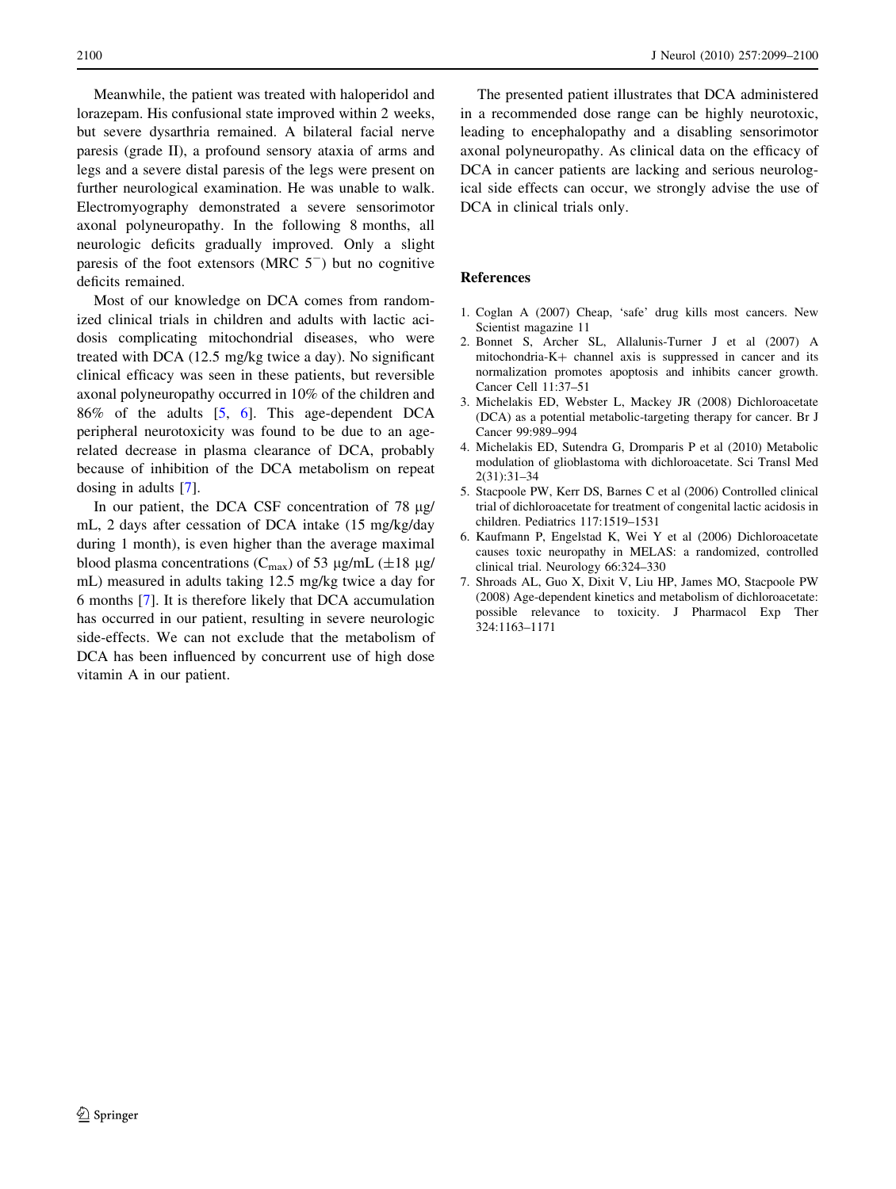Meanwhile, the patient was treated with haloperidol and lorazepam. His confusional state improved within 2 weeks, but severe dysarthria remained. A bilateral facial nerve paresis (grade II), a profound sensory ataxia of arms and legs and a severe distal paresis of the legs were present on further neurological examination. He was unable to walk. Electromyography demonstrated a severe sensorimotor axonal polyneuropathy. In the following 8 months, all neurologic deficits gradually improved. Only a slight paresis of the foot extensors (MRC $5^{-}$) but no cognitive deficits remained.

Most of our knowledge on DCA comes from randomized clinical trials in children and adults with lactic acidosis complicating mitochondrial diseases, who were treated with DCA (12.5 mg/kg twice a day). No significant clinical efficacy was seen in these patients, but reversible axonal polyneuropathy occurred in 10% of the children and 86% of the adults [5, 6]. This age-dependent DCA peripheral neurotoxicity was found to be due to an age-related decrease in plasma clearance of DCA, probably because of inhibition of the DCA metabolism on repeat dosing in adults [7].

In our patient, the DCA CSF concentration of 78 μg/mL, 2 days after cessation of DCA intake (15 mg/kg/day during 1 month), is even higher than the average maximal blood plasma concentrations ($C_{max}$) of 53 μg/mL (±18 μg/mL) measured in adults taking 12.5 mg/kg twice a day for 6 months [7]. It is therefore likely that DCA accumulation has occurred in our patient, resulting in severe neurologic side-effects. We can not exclude that the metabolism of DCA has been influenced by concurrent use of high dose vitamin A in our patient.

The presented patient illustrates that DCA administered in a recommended dose range can be highly neurotoxic, leading to encephalopathy and a disabling sensorimotor axonal polyneuropathy. As clinical data on the efficacy of DCA in cancer patients are lacking and serious neurological side effects can occur, we strongly advise the use of DCA in clinical trials only.

## References

1. Coglan A (2007) Cheap, 'safe' drug kills most cancers. New Scientist magazine 11
2. Bonnet S, Archer SL, Allalunis-Turner J et al (2007) A mitochondria-K+ channel axis is suppressed in cancer and its normalization promotes apoptosis and inhibits cancer growth. Cancer Cell 11:37–51
3. Michelakis ED, Webster L, Mackey JR (2008) Dichloroacetate (DCA) as a potential metabolic-targeting therapy for cancer. Br J Cancer 99:989–994
4. Michelakis ED, Sutendra G, Dromparis P et al (2010) Metabolic modulation of glioblastoma with dichloroacetate. Sci Transl Med 2(31):31–34
5. Stacpoole PW, Kerr DS, Barnes C et al (2006) Controlled clinical trial of dichloroacetate for treatment of congenital lactic acidosis in children. Pediatrics 117:1519–1531
6. Kaufmann P, Engelstad K, Wei Y et al (2006) Dichloroacetate causes toxic neuropathy in MELAS: a randomized, controlled clinical trial. Neurology 66:324–330
7. Shroads AL, Guo X, Dixit V, Liu HP, James MO, Stacpoole PW (2008) Age-dependent kinetics and metabolism of dichloroacetate: possible relevance to toxicity. J Pharmacol Exp Ther 324:1163–1171